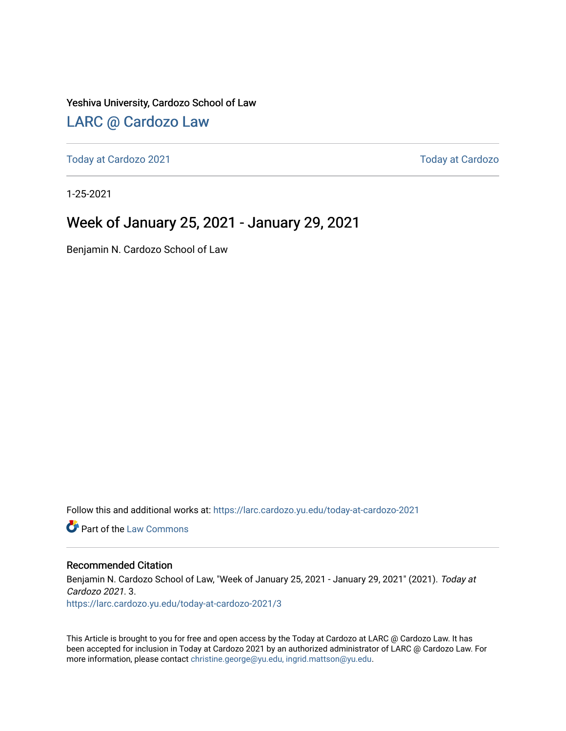Yeshiva University, Cardozo School of Law

LARC @ Cardozo Law

Today at Cardozo 2021 | Today at Cardozo

1-25-2021

# Week of January 25, 2021 - January 29, 2021

Benjamin N. Cardozo School of Law

Follow this and additional works at: https://larc.cardozo.yu.edu/today-at-cardozo-2021

Part of the Law Commons

## Recommended Citation

Benjamin N. Cardozo School of Law, "Week of January 25, 2021 - January 29, 2021" (2021). *Today at Cardozo 2021*. 3.
https://larc.cardozo.yu.edu/today-at-cardozo-2021/3

This Article is brought to you for free and open access by the Today at Cardozo at LARC @ Cardozo Law. It has been accepted for inclusion in Today at Cardozo 2021 by an authorized administrator of LARC @ Cardozo Law. For more information, please contact christine.george@yu.edu, ingrid.mattson@yu.edu.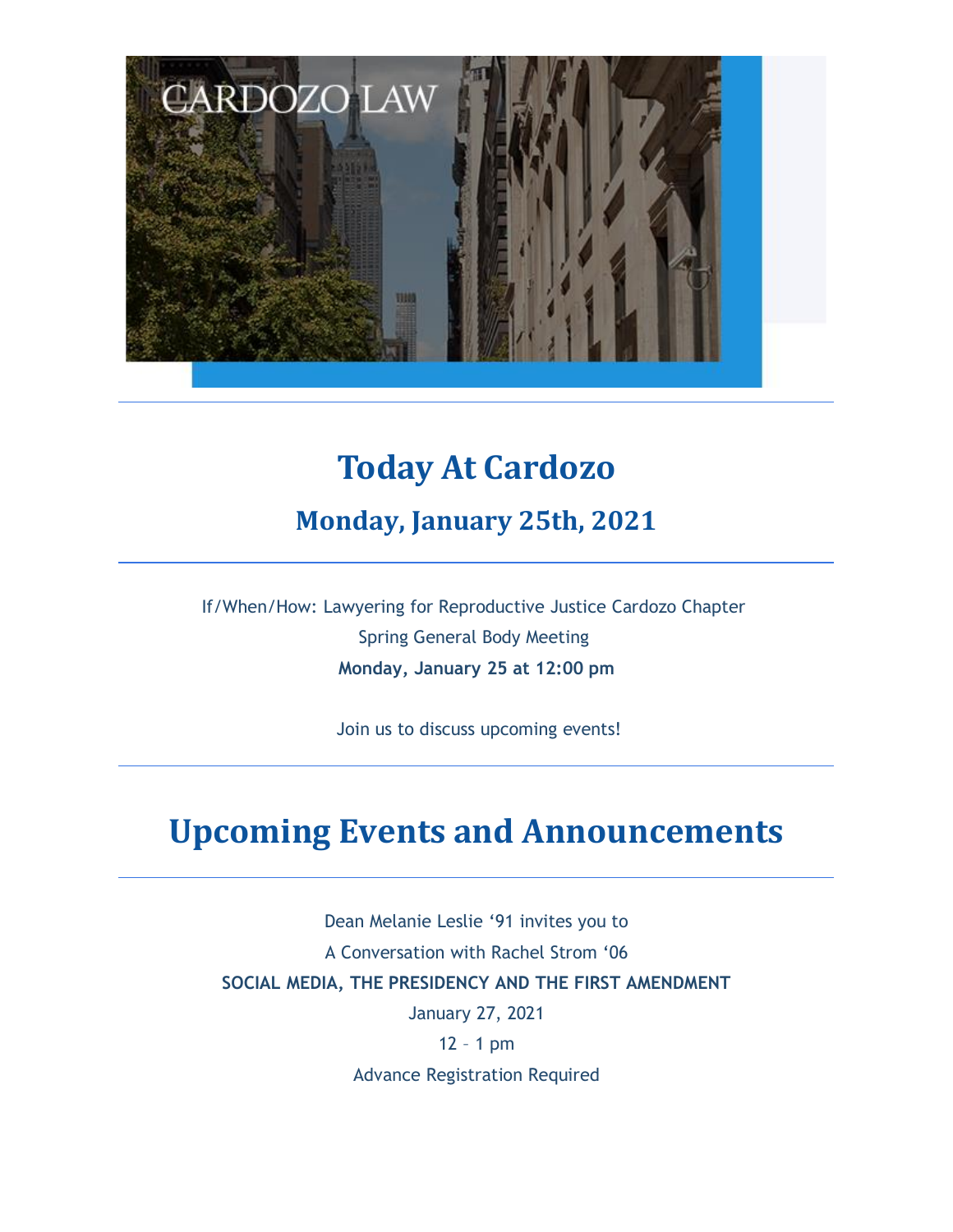# Today At Cardozo

## Monday, January 25th, 2021

---

If/When/How: Lawyering for Reproductive Justice Cardozo Chapter
Spring General Body Meeting
**Monday, January 25 at 12:00 pm**

Join us to discuss upcoming events!

---

# Upcoming Events and Announcements

---

Dean Melanie Leslie '91 invites you to
A Conversation with Rachel Strom '06
**SOCIAL MEDIA, THE PRESIDENCY AND THE FIRST AMENDMENT**
January 27, 2021
12 – 1 pm
Advance Registration Required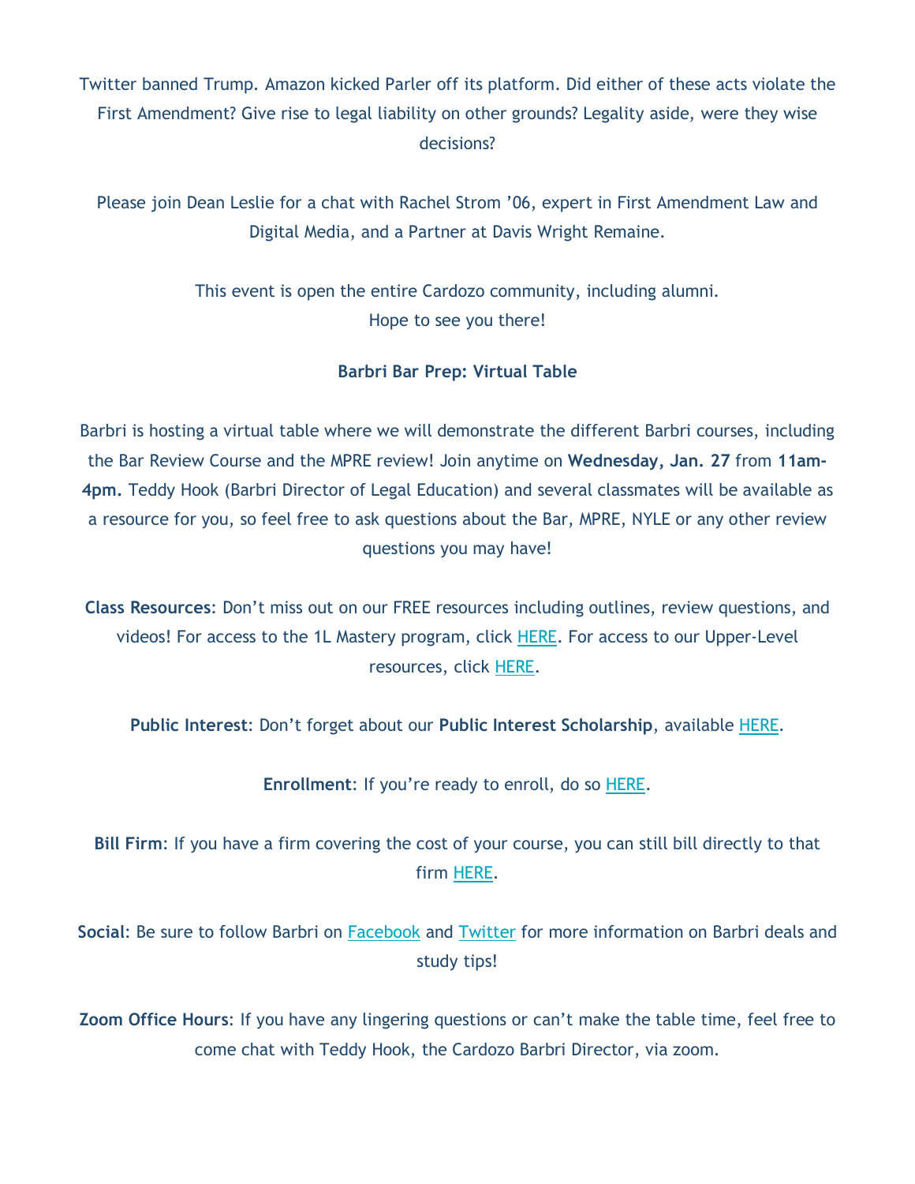Twitter banned Trump. Amazon kicked Parler off its platform. Did either of these acts violate the First Amendment? Give rise to legal liability on other grounds? Legality aside, were they wise decisions?

Please join Dean Leslie for a chat with Rachel Strom '06, expert in First Amendment Law and Digital Media, and a Partner at Davis Wright Remaine.

This event is open the entire Cardozo community, including alumni.
Hope to see you there!

**Barbri Bar Prep: Virtual Table**

Barbri is hosting a virtual table where we will demonstrate the different Barbri courses, including the Bar Review Course and the MPRE review! Join anytime on **Wednesday, Jan. 27** from **11am-4pm.** Teddy Hook (Barbri Director of Legal Education) and several classmates will be available as a resource for you, so feel free to ask questions about the Bar, MPRE, NYLE or any other review questions you may have!

**Class Resources**: Don't miss out on our FREE resources including outlines, review questions, and videos! For access to the 1L Mastery program, click HERE. For access to our Upper-Level resources, click HERE.

**Public Interest**: Don't forget about our **Public Interest Scholarship**, available HERE.

**Enrollment**: If you're ready to enroll, do so HERE.

**Bill Firm**: If you have a firm covering the cost of your course, you can still bill directly to that firm HERE.

**Social**: Be sure to follow Barbri on Facebook and Twitter for more information on Barbri deals and study tips!

**Zoom Office Hours**: If you have any lingering questions or can't make the table time, feel free to come chat with Teddy Hook, the Cardozo Barbri Director, via zoom.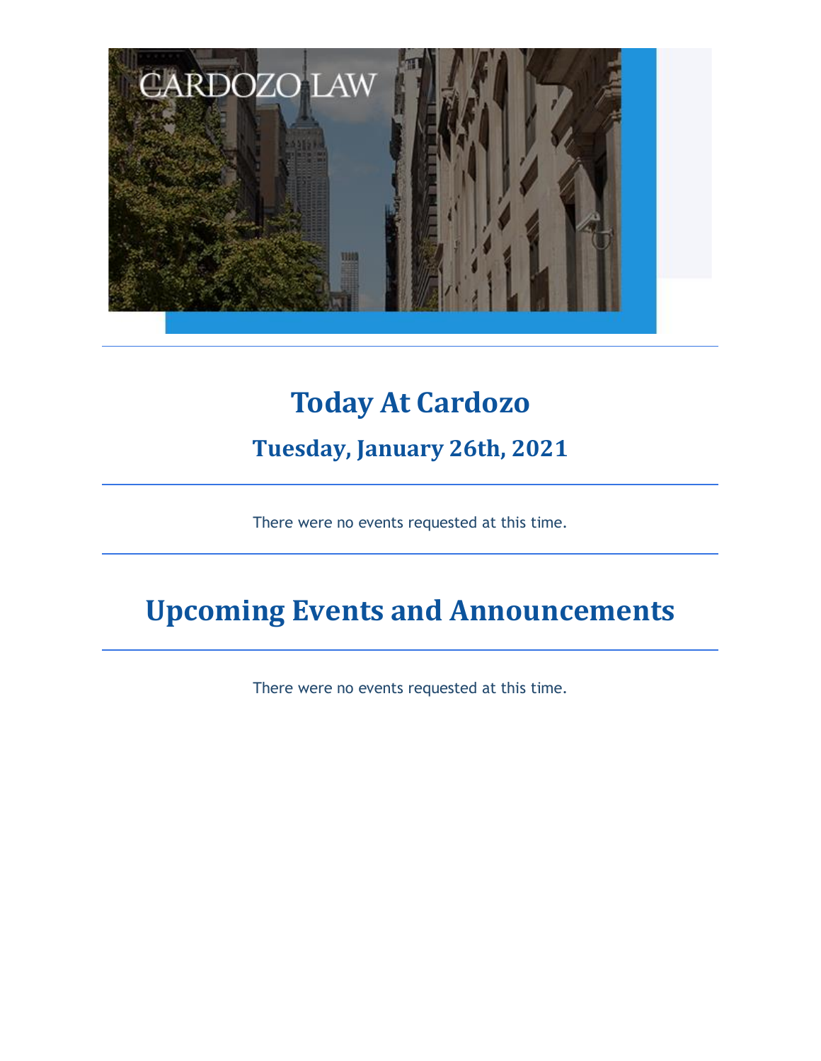# Today At Cardozo

## Tuesday, January 26th, 2021

---

There were no events requested at this time.

---

# Upcoming Events and Announcements

---

There were no events requested at this time.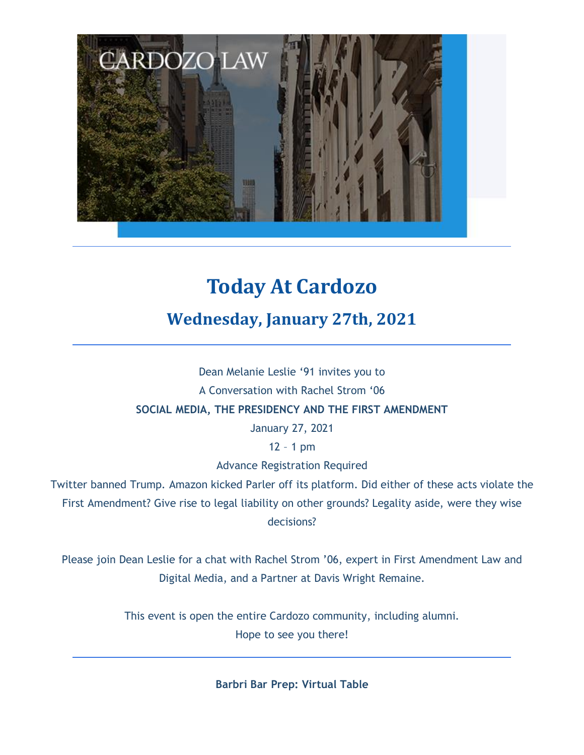# Today At Cardozo

## Wednesday, January 27th, 2021

---

Dean Melanie Leslie '91 invites you to

A Conversation with Rachel Strom '06

**SOCIAL MEDIA, THE PRESIDENCY AND THE FIRST AMENDMENT**

January 27, 2021

12 – 1 pm

Advance Registration Required

Twitter banned Trump. Amazon kicked Parler off its platform. Did either of these acts violate the First Amendment? Give rise to legal liability on other grounds? Legality aside, were they wise decisions?

Please join Dean Leslie for a chat with Rachel Strom '06, expert in First Amendment Law and Digital Media, and a Partner at Davis Wright Remaine.

This event is open the entire Cardozo community, including alumni.
Hope to see you there!

---

**Barbri Bar Prep: Virtual Table**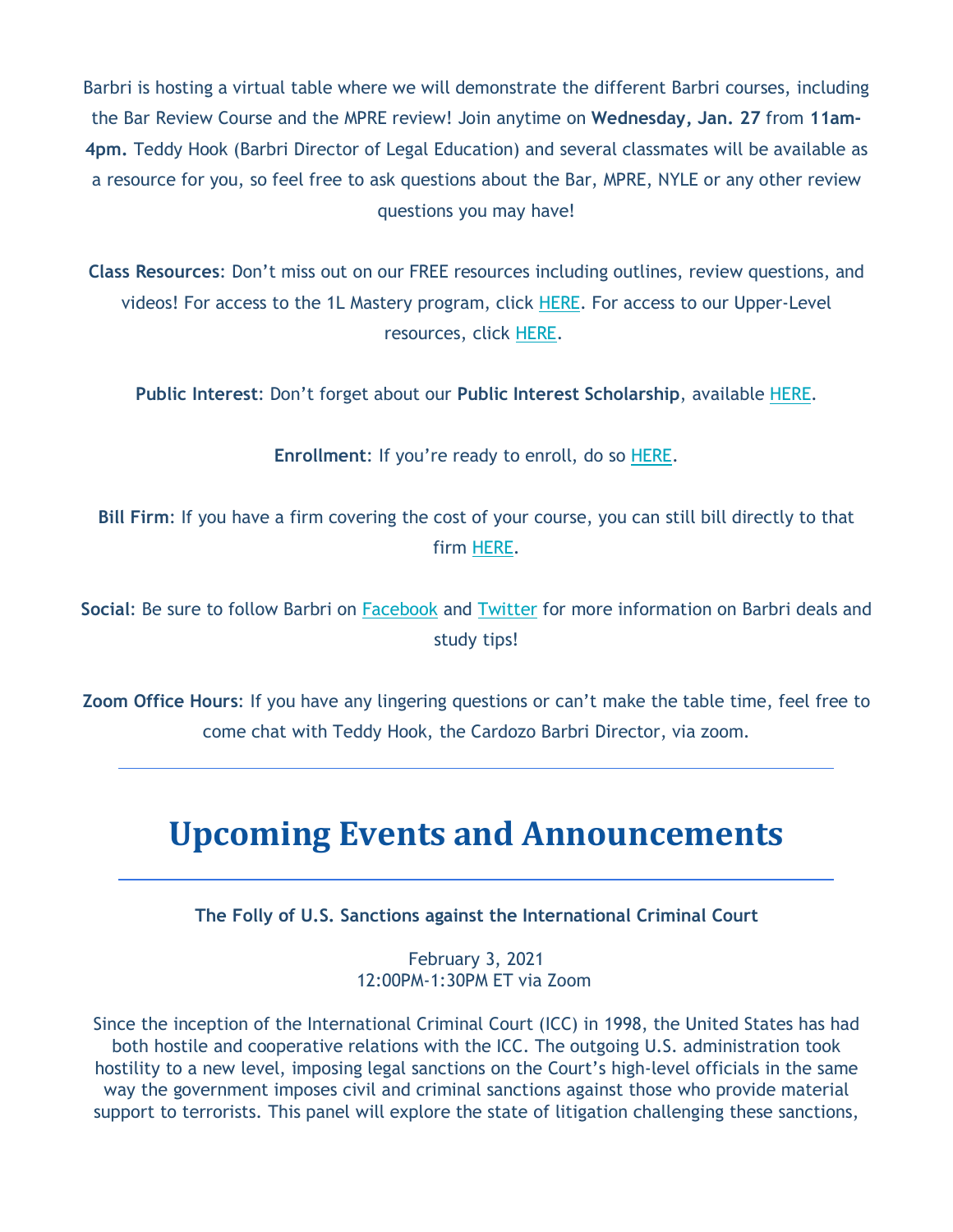Barbri is hosting a virtual table where we will demonstrate the different Barbri courses, including the Bar Review Course and the MPRE review! Join anytime on **Wednesday, Jan. 27** from **11am-4pm.** Teddy Hook (Barbri Director of Legal Education) and several classmates will be available as a resource for you, so feel free to ask questions about the Bar, MPRE, NYLE or any other review questions you may have!

**Class Resources**: Don't miss out on our FREE resources including outlines, review questions, and videos! For access to the 1L Mastery program, click HERE. For access to our Upper-Level resources, click HERE.

**Public Interest**: Don't forget about our **Public Interest Scholarship**, available HERE.

**Enrollment**: If you're ready to enroll, do so HERE.

**Bill Firm**: If you have a firm covering the cost of your course, you can still bill directly to that firm HERE.

**Social**: Be sure to follow Barbri on Facebook and Twitter for more information on Barbri deals and study tips!

**Zoom Office Hours**: If you have any lingering questions or can't make the table time, feel free to come chat with Teddy Hook, the Cardozo Barbri Director, via zoom.

---

# Upcoming Events and Announcements

---

**The Folly of U.S. Sanctions against the International Criminal Court**

February 3, 2021
12:00PM-1:30PM ET via Zoom

Since the inception of the International Criminal Court (ICC) in 1998, the United States has had both hostile and cooperative relations with the ICC. The outgoing U.S. administration took hostility to a new level, imposing legal sanctions on the Court's high-level officials in the same way the government imposes civil and criminal sanctions against those who provide material support to terrorists. This panel will explore the state of litigation challenging these sanctions,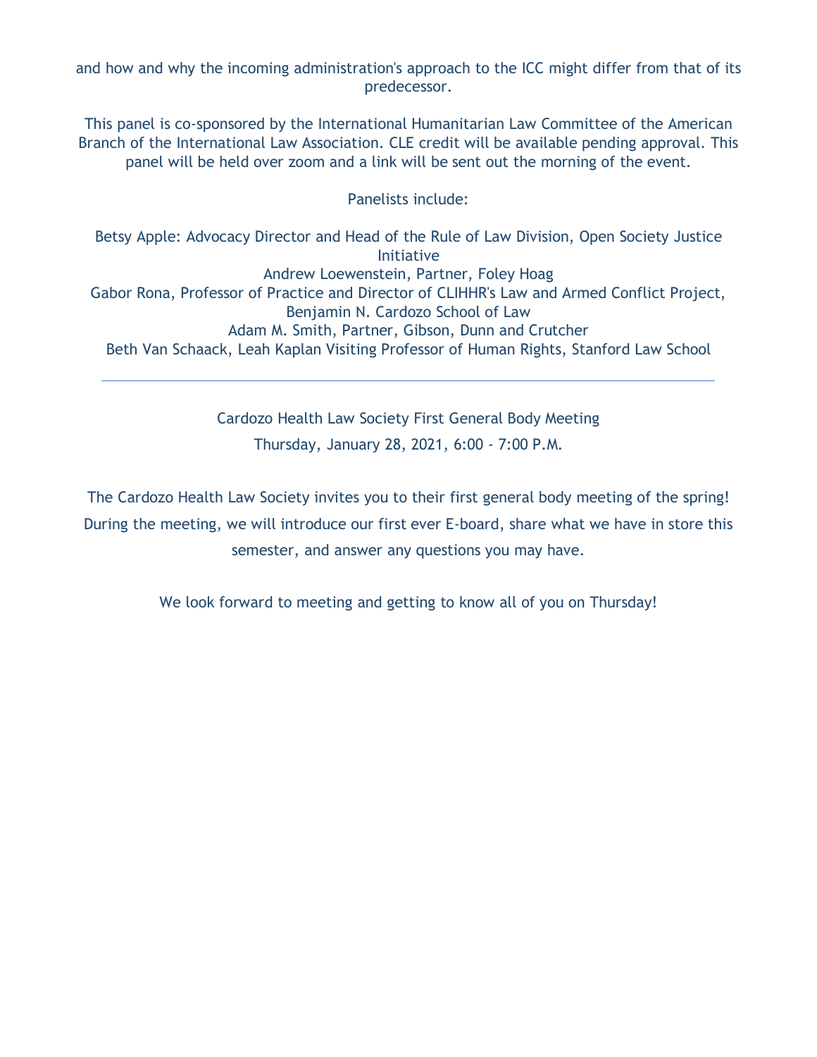and how and why the incoming administration's approach to the ICC might differ from that of its predecessor.

This panel is co-sponsored by the International Humanitarian Law Committee of the American Branch of the International Law Association. CLE credit will be available pending approval. This panel will be held over zoom and a link will be sent out the morning of the event.

Panelists include:

Betsy Apple: Advocacy Director and Head of the Rule of Law Division, Open Society Justice Initiative
Andrew Loewenstein, Partner, Foley Hoag
Gabor Rona, Professor of Practice and Director of CLIHHR's Law and Armed Conflict Project, Benjamin N. Cardozo School of Law
Adam M. Smith, Partner, Gibson, Dunn and Crutcher
Beth Van Schaack, Leah Kaplan Visiting Professor of Human Rights, Stanford Law School

---

Cardozo Health Law Society First General Body Meeting

Thursday, January 28, 2021, 6:00 - 7:00 P.M.

The Cardozo Health Law Society invites you to their first general body meeting of the spring! During the meeting, we will introduce our first ever E-board, share what we have in store this semester, and answer any questions you may have.

We look forward to meeting and getting to know all of you on Thursday!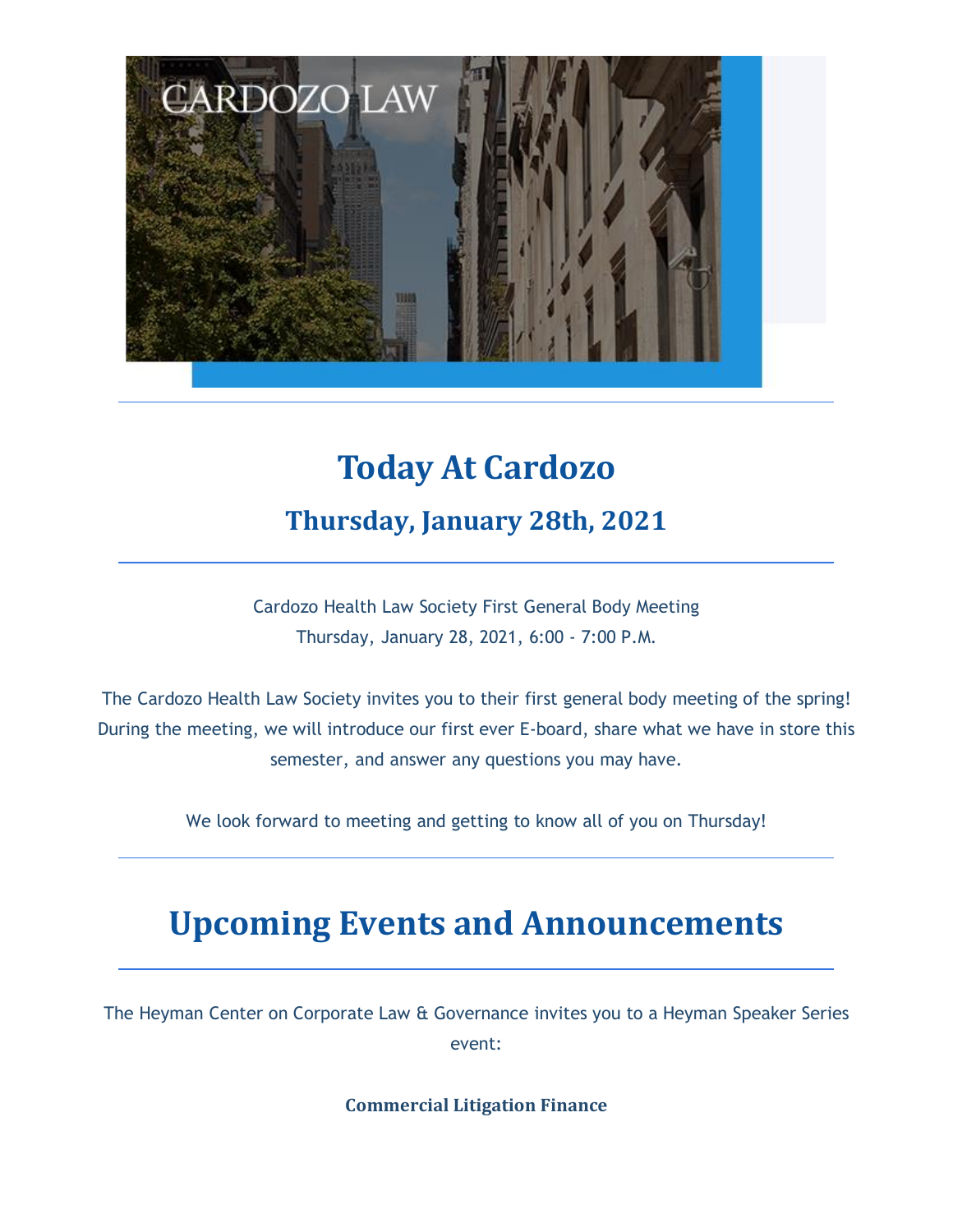# Today At Cardozo

## Thursday, January 28th, 2021

Cardozo Health Law Society First General Body Meeting
Thursday, January 28, 2021, 6:00 - 7:00 P.M.

The Cardozo Health Law Society invites you to their first general body meeting of the spring! During the meeting, we will introduce our first ever E-board, share what we have in store this semester, and answer any questions you may have.

We look forward to meeting and getting to know all of you on Thursday!

# Upcoming Events and Announcements

The Heyman Center on Corporate Law & Governance invites you to a Heyman Speaker Series event:

**Commercial Litigation Finance**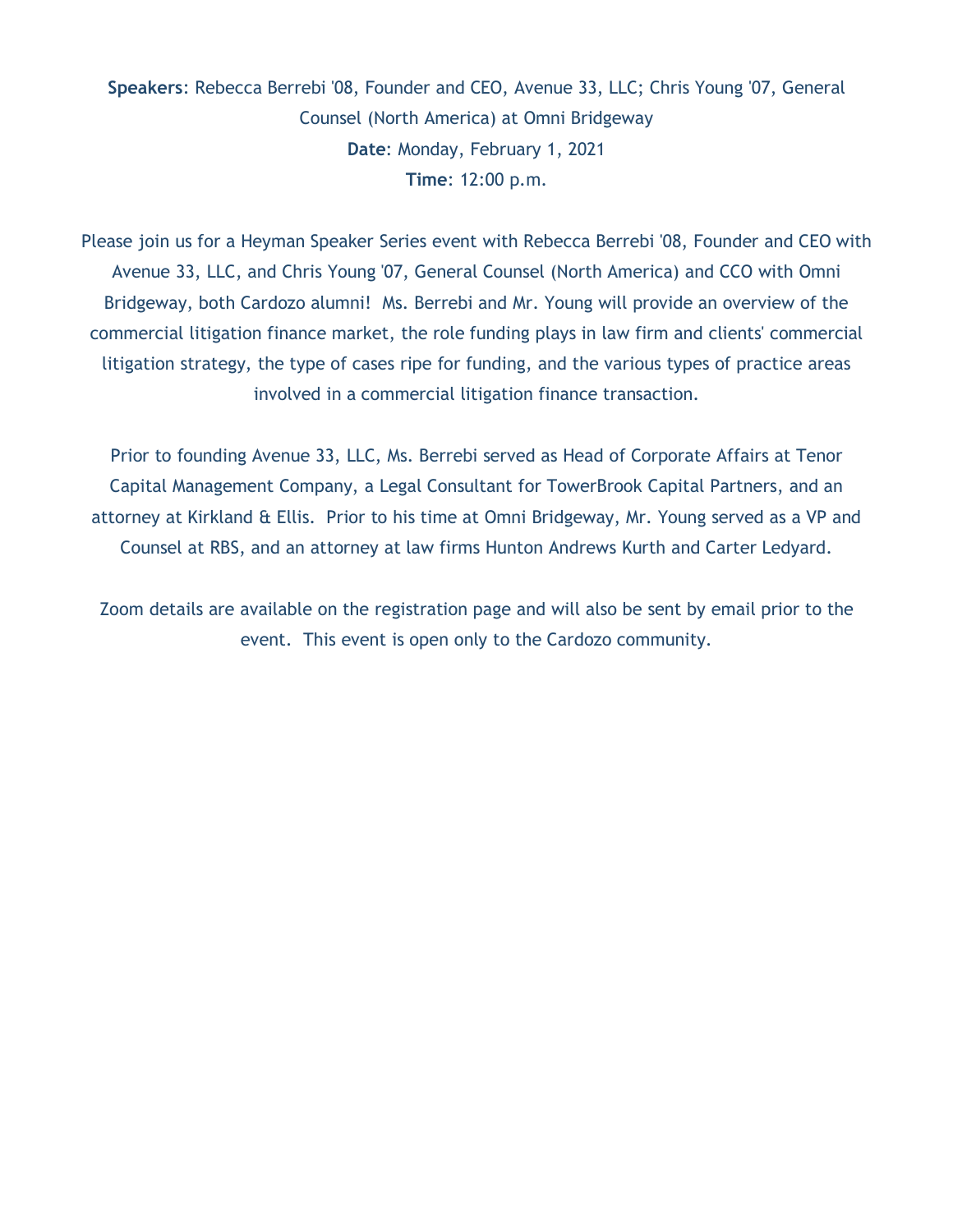**Speakers**: Rebecca Berrebi '08, Founder and CEO, Avenue 33, LLC; Chris Young '07, General Counsel (North America) at Omni Bridgeway

**Date**: Monday, February 1, 2021

**Time**: 12:00 p.m.

Please join us for a Heyman Speaker Series event with Rebecca Berrebi '08, Founder and CEO with Avenue 33, LLC, and Chris Young '07, General Counsel (North America) and CCO with Omni Bridgeway, both Cardozo alumni! Ms. Berrebi and Mr. Young will provide an overview of the commercial litigation finance market, the role funding plays in law firm and clients' commercial litigation strategy, the type of cases ripe for funding, and the various types of practice areas involved in a commercial litigation finance transaction.

Prior to founding Avenue 33, LLC, Ms. Berrebi served as Head of Corporate Affairs at Tenor Capital Management Company, a Legal Consultant for TowerBrook Capital Partners, and an attorney at Kirkland & Ellis. Prior to his time at Omni Bridgeway, Mr. Young served as a VP and Counsel at RBS, and an attorney at law firms Hunton Andrews Kurth and Carter Ledyard.

Zoom details are available on the registration page and will also be sent by email prior to the event. This event is open only to the Cardozo community.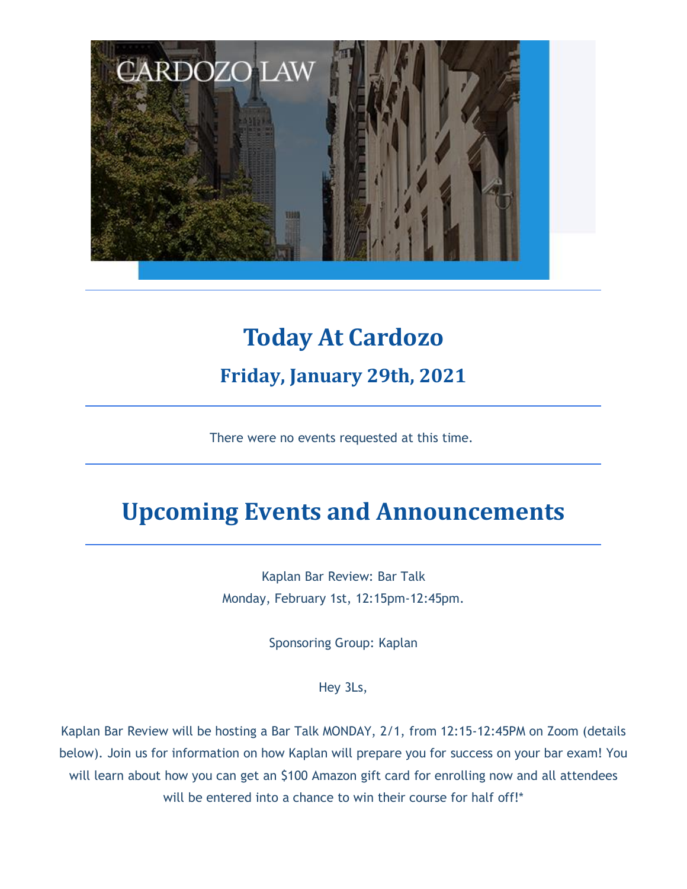# Today At Cardozo

## Friday, January 29th, 2021

---

There were no events requested at this time.

---

# Upcoming Events and Announcements

---

Kaplan Bar Review: Bar Talk
Monday, February 1st, 12:15pm-12:45pm.

Sponsoring Group: Kaplan

Hey 3Ls,

Kaplan Bar Review will be hosting a Bar Talk MONDAY, 2/1, from 12:15-12:45PM on Zoom (details below). Join us for information on how Kaplan will prepare you for success on your bar exam! You will learn about how you can get an $100 Amazon gift card for enrolling now and all attendees will be entered into a chance to win their course for half off!*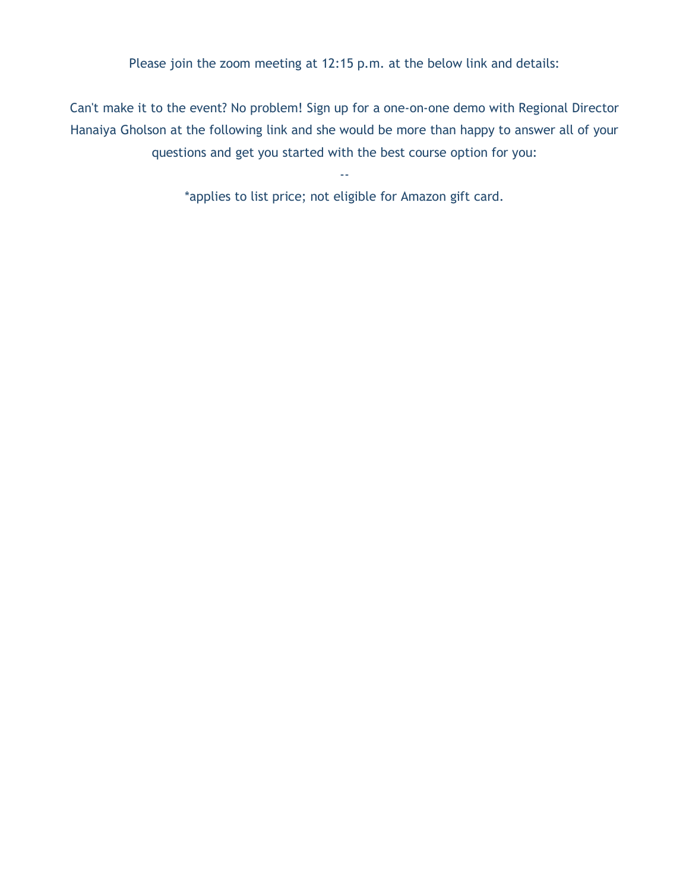Please join the zoom meeting at 12:15 p.m. at the below link and details:

Can't make it to the event? No problem! Sign up for a one-on-one demo with Regional Director Hanaiya Gholson at the following link and she would be more than happy to answer all of your questions and get you started with the best course option for you:

--

*applies to list price; not eligible for Amazon gift card.